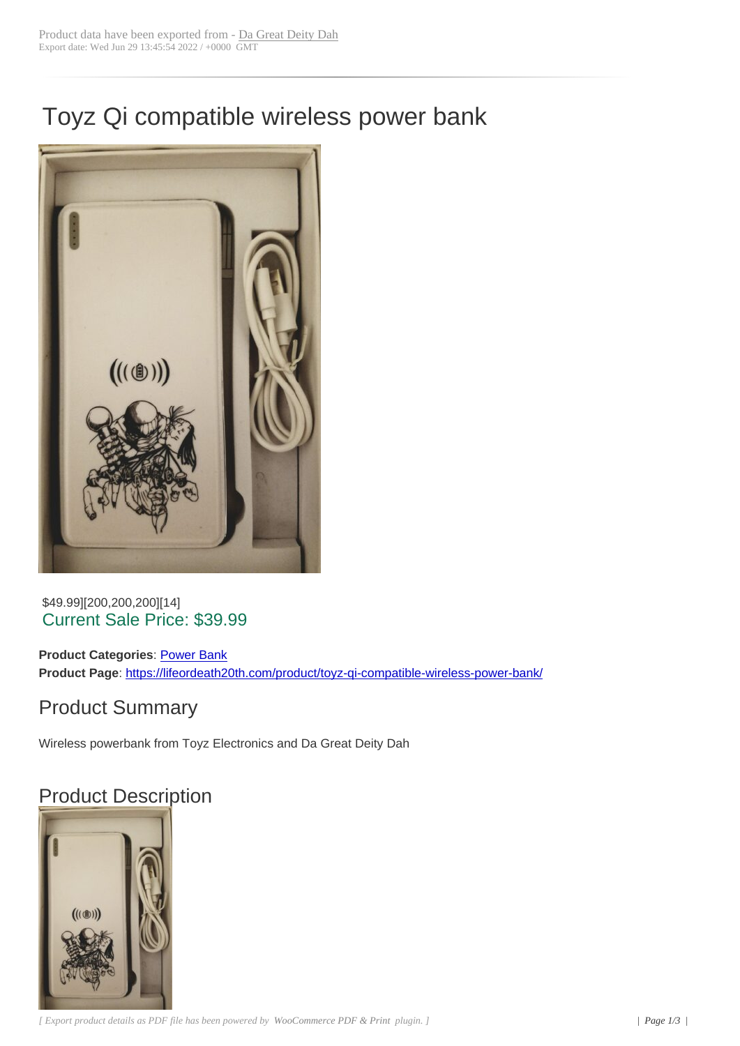Product data have been exported from - Da Great Deity Dah
Export date: Wed Jun 29 13:45:54 2022 / +0000 GMT

# Toyz Qi compatible wireless power bank

$49.99][200,200,200][14]
Current Sale Price: $39.99

**Product Categories**: Power Bank
**Product Page**: https://lifeordeath20th.com/product/toyz-qi-compatible-wireless-power-bank/

## Product Summary

Wireless powerbank from Toyz Electronics and Da Great Deity Dah

## Product Description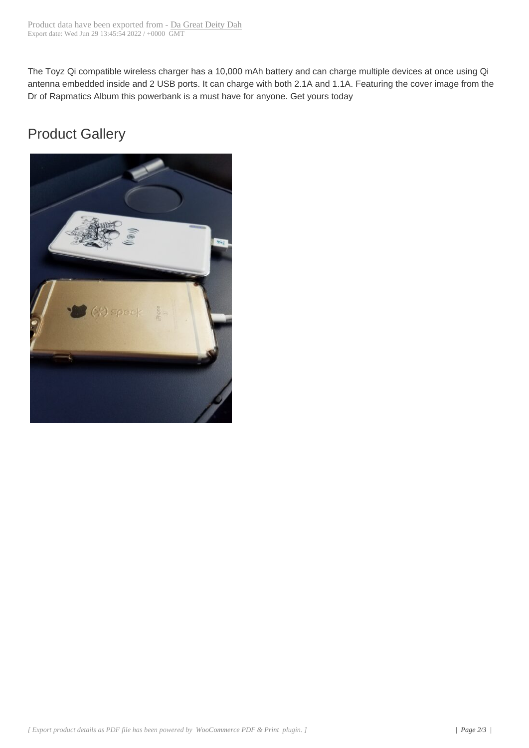The Toyz Qi compatible wireless charger has a 10,000 mAh battery and can charge multiple devices at once using Qi antenna embedded inside and 2 USB ports. It can charge with both 2.1A and 1.1A. Featuring the cover image from the Dr of Rapmatics Album this powerbank is a must have for anyone. Get yours today

## Product Gallery